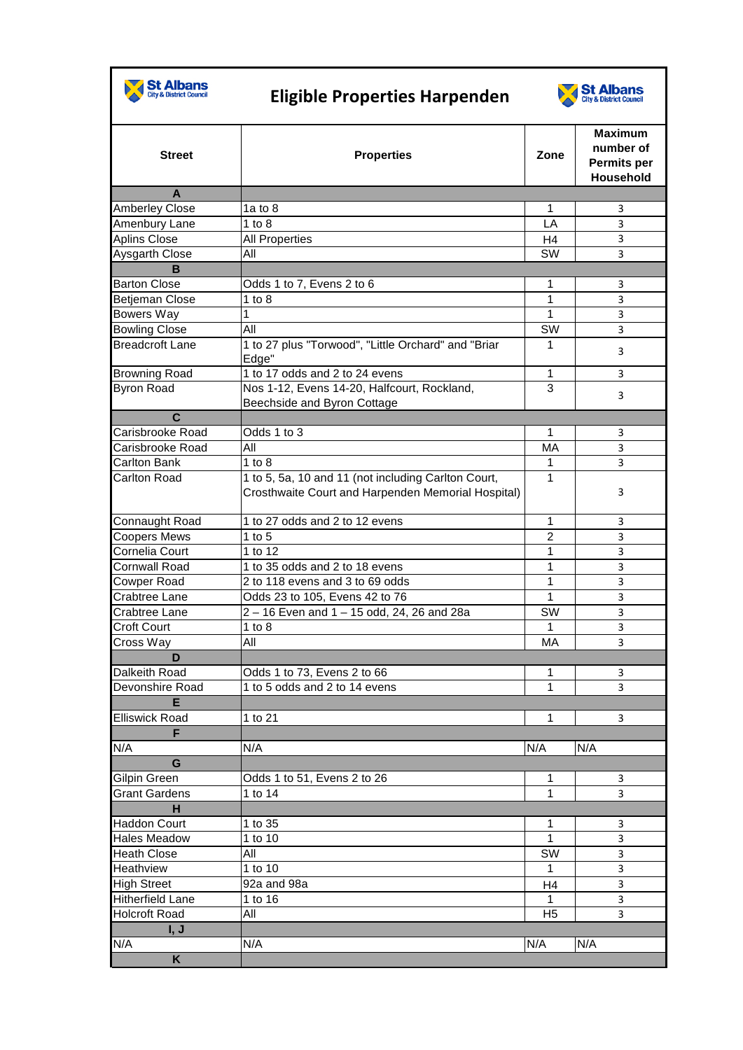# Eligible Properties Harpenden

| Street | Properties | Zone | Maximum number of Permits per Household |
|---|---|---|---|
| **A** | | | |
| Amberley Close | 1a to 8 | 1 | 3 |
| Amenbury Lane | 1 to 8 | LA | 3 |
| Aplins Close | All Properties | H4 | 3 |
| Aysgarth Close | All | SW | 3 |
| **B** | | | |
| Barton Close | Odds 1 to 7, Evens 2 to 6 | 1 | 3 |
| Betjeman Close | 1 to 8 | 1 | 3 |
| Bowers Way | 1 | 1 | 3 |
| Bowling Close | All | SW | 3 |
| Breadcroft Lane | 1 to 27 plus "Torwood", "Little Orchard" and "Briar Edge" | 1 | 3 |
| Browning Road | 1 to 17 odds and 2 to 24 evens | 1 | 3 |
| Byron Road | Nos 1-12, Evens 14-20, Halfcourt, Rockland, Beechside and Byron Cottage | 3 | 3 |
| **C** | | | |
| Carisbrooke Road | Odds 1 to 3 | 1 | 3 |
| Carisbrooke Road | All | MA | 3 |
| Carlton Bank | 1 to 8 | 1 | 3 |
| Carlton Road | 1 to 5, 5a, 10 and 11 (not including Carlton Court, Crosthwaite Court and Harpenden Memorial Hospital) | 1 | 3 |
| Connaught Road | 1 to 27 odds and 2 to 12 evens | 1 | 3 |
| Coopers Mews | 1 to 5 | 2 | 3 |
| Cornelia Court | 1 to 12 | 1 | 3 |
| Cornwall Road | 1 to 35 odds and 2 to 18 evens | 1 | 3 |
| Cowper Road | 2 to 118 evens and 3 to 69 odds | 1 | 3 |
| Crabtree Lane | Odds 23 to 105, Evens 42 to 76 | 1 | 3 |
| Crabtree Lane | 2 – 16 Even and 1 – 15 odd, 24, 26 and 28a | SW | 3 |
| Croft Court | 1 to 8 | 1 | 3 |
| Cross Way | All | MA | 3 |
| **D** | | | |
| Dalkeith Road | Odds 1 to 73, Evens 2 to 66 | 1 | 3 |
| Devonshire Road | 1 to 5 odds and 2 to 14 evens | 1 | 3 |
| **E** | | | |
| Elliswick Road | 1 to 21 | 1 | 3 |
| **F** | | | |
| N/A | N/A | N/A | N/A |
| **G** | | | |
| Gilpin Green | Odds 1 to 51, Evens 2 to 26 | 1 | 3 |
| Grant Gardens | 1 to 14 | 1 | 3 |
| **H** | | | |
| Haddon Court | 1 to 35 | 1 | 3 |
| Hales Meadow | 1 to 10 | 1 | 3 |
| Heath Close | All | SW | 3 |
| Heathview | 1 to 10 | 1 | 3 |
| High Street | 92a and 98a | H4 | 3 |
| Hitherfield Lane | 1 to 16 | 1 | 3 |
| Holcroft Road | All | H5 | 3 |
| **I, J** | | | |
| N/A | N/A | N/A | N/A |
| **K** | | | |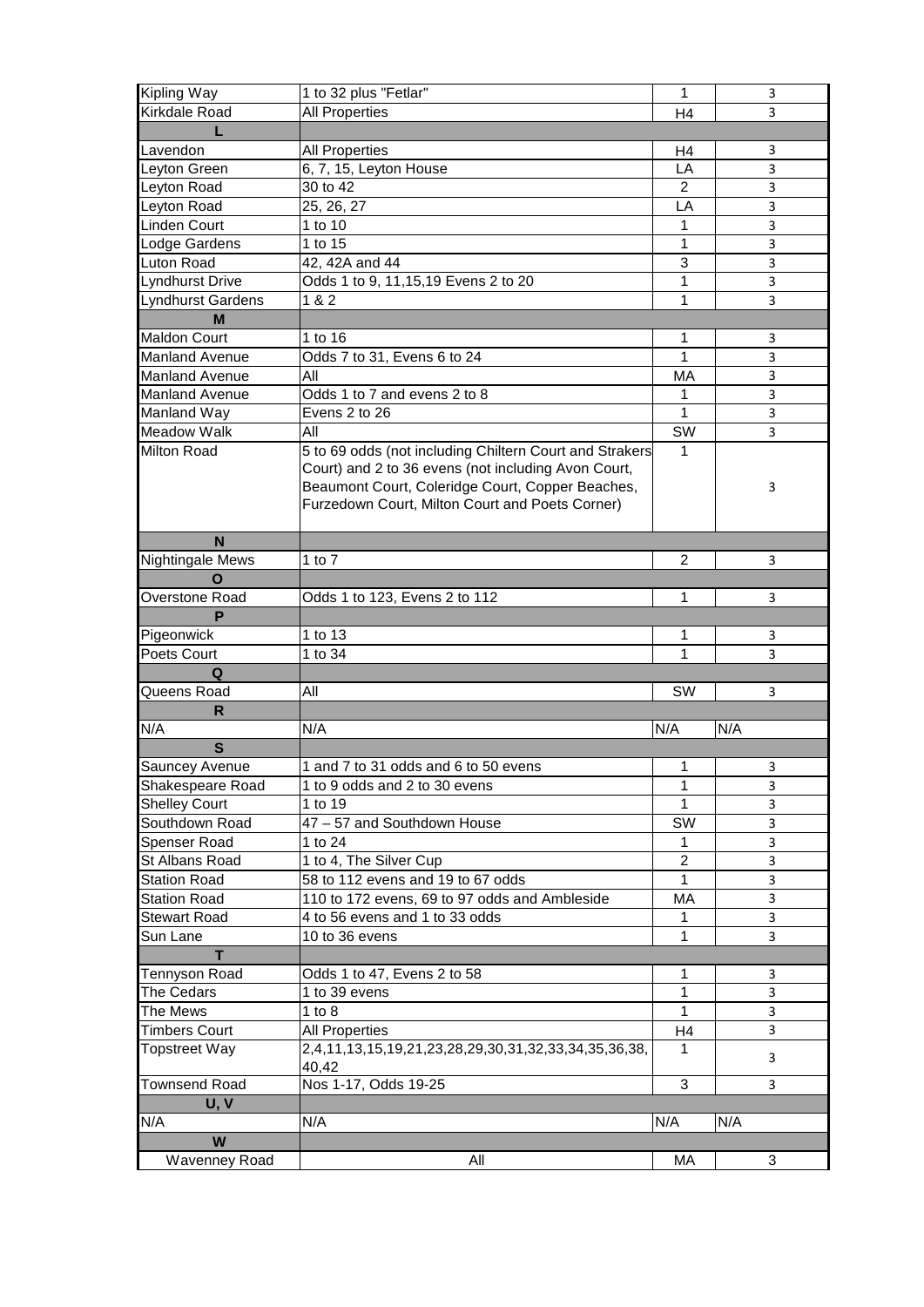| Kipling Way | 1 to 32 plus "Fetlar" | 1 | 3 |
|---|---|---|---|
| Kirkdale Road | All Properties | H4 | 3 |
| **L** | | | |
| Lavendon | All Properties | H4 | 3 |
| Leyton Green | 6, 7, 15, Leyton House | LA | 3 |
| Leyton Road | 30 to 42 | 2 | 3 |
| Leyton Road | 25, 26, 27 | LA | 3 |
| Linden Court | 1 to 10 | 1 | 3 |
| Lodge Gardens | 1 to 15 | 1 | 3 |
| Luton Road | 42, 42A and 44 | 3 | 3 |
| Lyndhurst Drive | Odds 1 to 9, 11,15,19 Evens 2 to 20 | 1 | 3 |
| Lyndhurst Gardens | 1 & 2 | 1 | 3 |
| **M** | | | |
| Maldon Court | 1 to 16 | 1 | 3 |
| Manland Avenue | Odds 7 to 31, Evens 6 to 24 | 1 | 3 |
| Manland Avenue | All | MA | 3 |
| Manland Avenue | Odds 1 to 7 and evens 2 to 8 | 1 | 3 |
| Manland Way | Evens 2 to 26 | 1 | 3 |
| Meadow Walk | All | SW | 3 |
| Milton Road | 5 to 69 odds (not including Chiltern Court and Strakers Court) and 2 to 36 evens (not including Avon Court, Beaumont Court, Coleridge Court, Copper Beaches, Furzedown Court, Milton Court and Poets Corner) | 1 | 3 |
| **N** | | | |
| Nightingale Mews | 1 to 7 | 2 | 3 |
| **O** | | | |
| Overstone Road | Odds 1 to 123, Evens 2 to 112 | 1 | 3 |
| **P** | | | |
| Pigeonwick | 1 to 13 | 1 | 3 |
| Poets Court | 1 to 34 | 1 | 3 |
| **Q** | | | |
| Queens Road | All | SW | 3 |
| **R** | | | |
| N/A | N/A | N/A | N/A |
| **S** | | | |
| Sauncey Avenue | 1 and 7 to 31 odds and 6 to 50 evens | 1 | 3 |
| Shakespeare Road | 1 to 9 odds and 2 to 30 evens | 1 | 3 |
| Shelley Court | 1 to 19 | 1 | 3 |
| Southdown Road | 47 – 57 and Southdown House | SW | 3 |
| Spenser Road | 1 to 24 | 1 | 3 |
| St Albans Road | 1 to 4, The Silver Cup | 2 | 3 |
| Station Road | 58 to 112 evens and 19 to 67 odds | 1 | 3 |
| Station Road | 110 to 172 evens, 69 to 97 odds and Ambleside | MA | 3 |
| Stewart Road | 4 to 56 evens and 1 to 33 odds | 1 | 3 |
| Sun Lane | 10 to 36 evens | 1 | 3 |
| **T** | | | |
| Tennyson Road | Odds 1 to 47, Evens 2 to 58 | 1 | 3 |
| The Cedars | 1 to 39 evens | 1 | 3 |
| The Mews | 1 to 8 | 1 | 3 |
| Timbers Court | All Properties | H4 | 3 |
| Topstreet Way | 2,4,11,13,15,19,21,23,28,29,30,31,32,33,34,35,36,38, 40,42 | 1 | 3 |
| Townsend Road | Nos 1-17, Odds 19-25 | 3 | 3 |
| **U, V** | | | |
| N/A | N/A | N/A | N/A |
| **W** | | | |
| Wavenney Road | All | MA | 3 |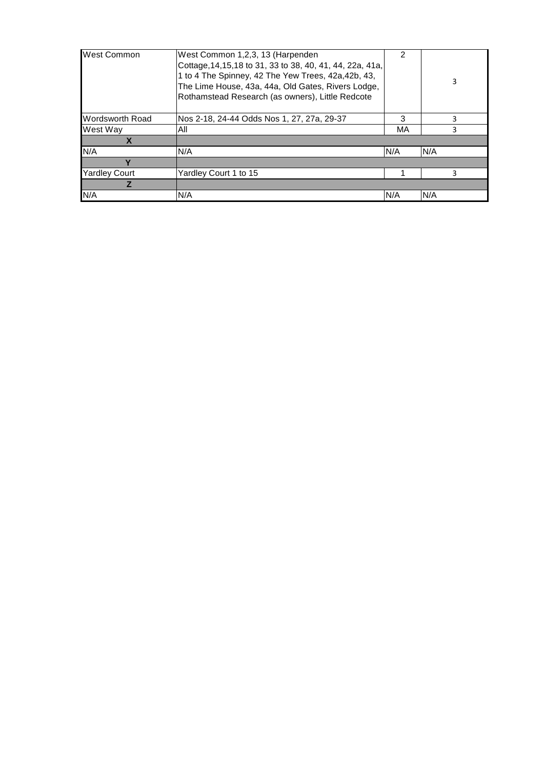| | | | |
|---|---|---|---|
| West Common | West Common 1,2,3, 13 (Harpenden Cottage,14,15,18 to 31, 33 to 38, 40, 41, 44, 22a, 41a, 1 to 4 The Spinney, 42 The Yew Trees, 42a,42b, 43, The Lime House, 43a, 44a, Old Gates, Rivers Lodge, Rothamstead Research (as owners), Little Redcote | 2 | 3 |
| Wordsworth Road | Nos 2-18, 24-44 Odds Nos 1, 27, 27a, 29-37 | 3 | 3 |
| West Way | All | MA | 3 |
| **X** | | | |
| N/A | N/A | N/A | N/A |
| **Y** | | | |
| Yardley Court | Yardley Court 1 to 15 | 1 | 3 |
| **Z** | | | |
| N/A | N/A | N/A | N/A |